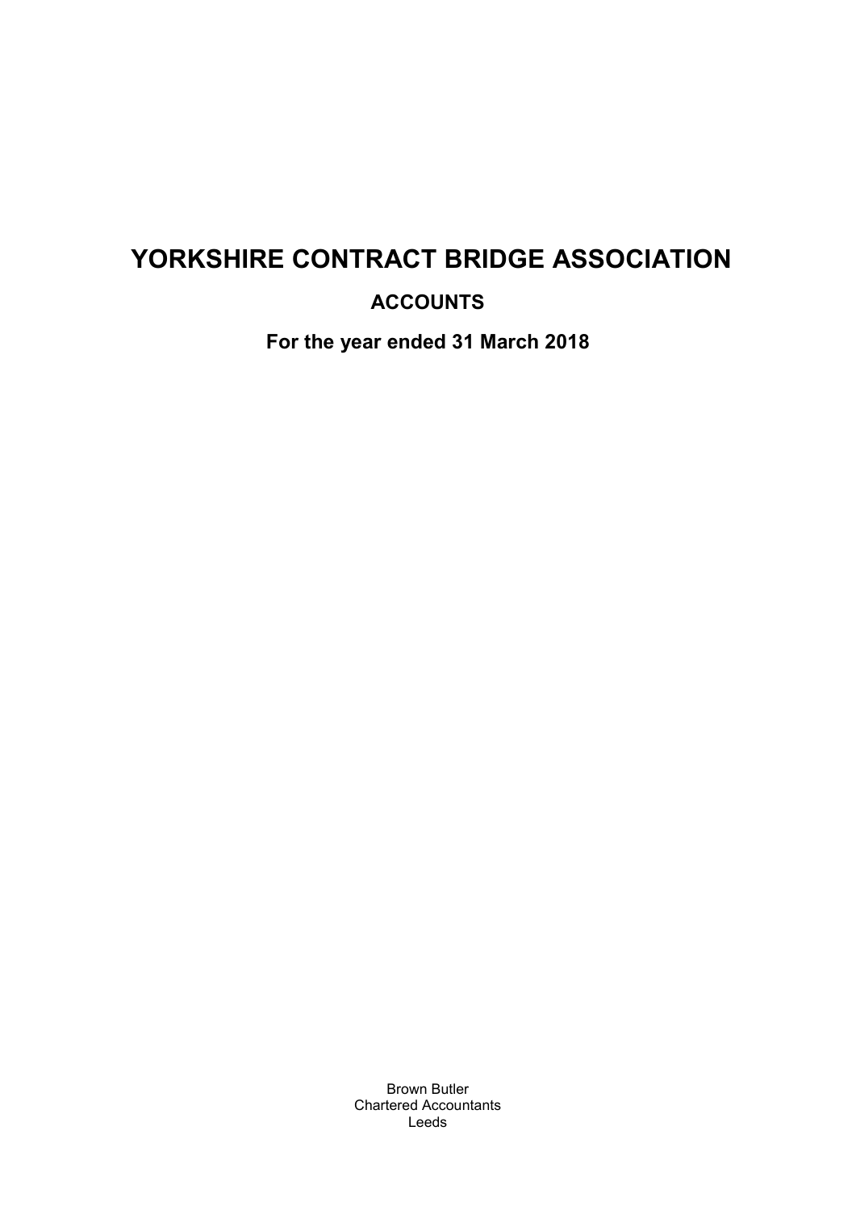# YORKSHIRE CONTRACT BRIDGE ASSOCIATION

## ACCOUNTS

## For the year ended 31 March 2018

Brown Butler
Chartered Accountants
Leeds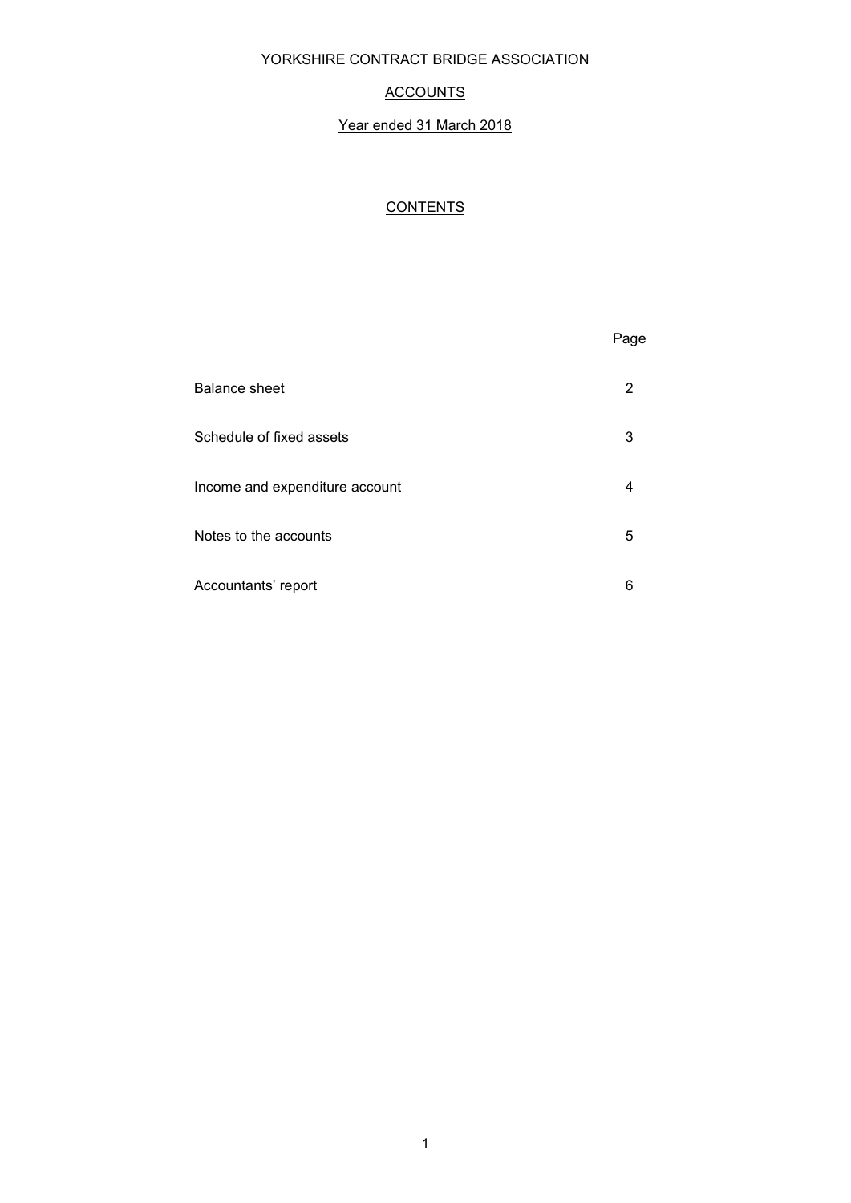# YORKSHIRE CONTRACT BRIDGE ASSOCIATION

## ACCOUNTS

### Year ended 31 March 2018

### CONTENTS

| | Page |
|---|---|
| Balance sheet | 2 |
| Schedule of fixed assets | 3 |
| Income and expenditure account | 4 |
| Notes to the accounts | 5 |
| Accountants' report | 6 |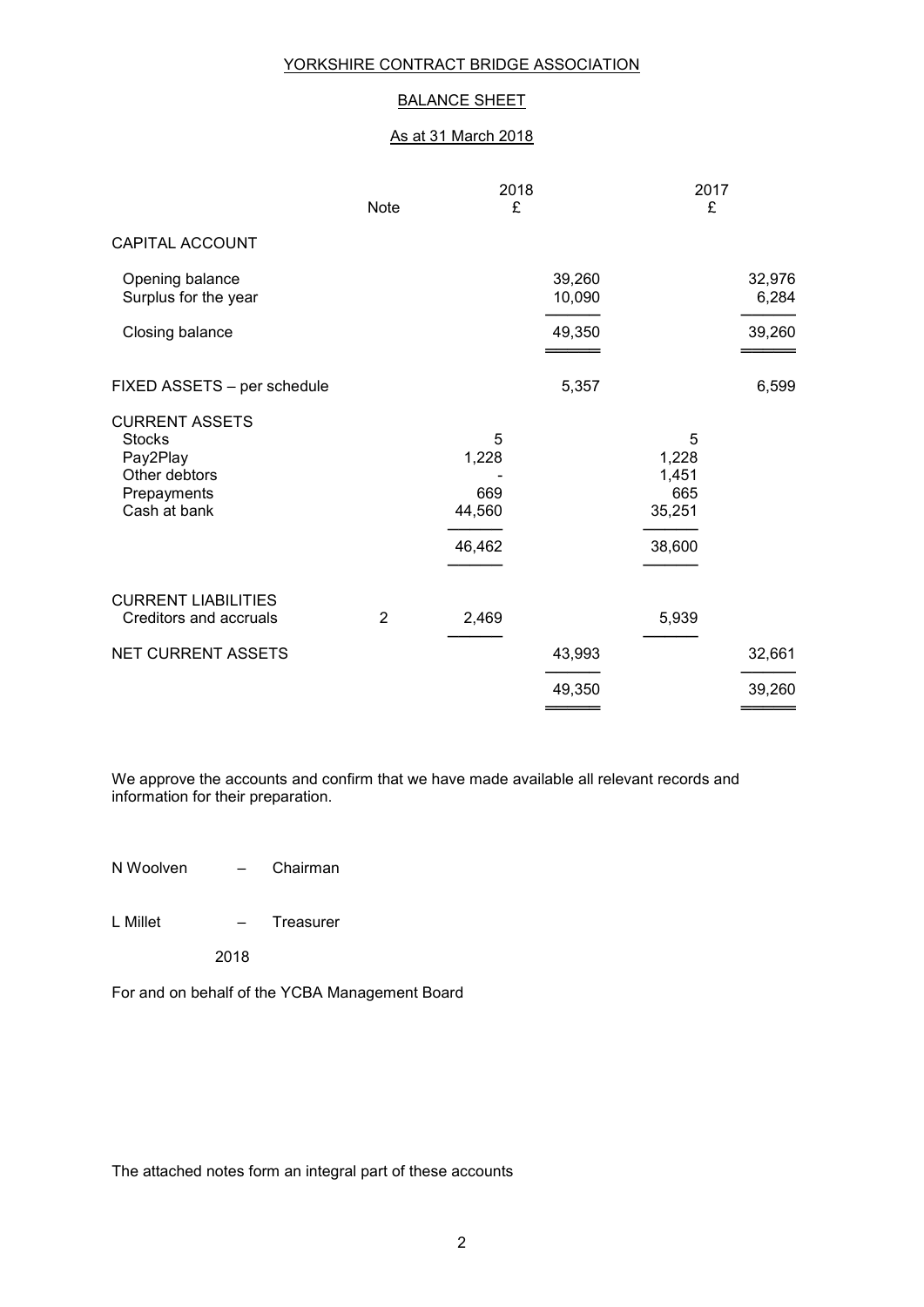# YORKSHIRE CONTRACT BRIDGE ASSOCIATION

## BALANCE SHEET

### As at 31 March 2018

| | Note | 2018 £ | | 2017 £ | |
|---|---|---|---|---|---|
| CAPITAL ACCOUNT | | | | | |
| Opening balance | | | 39,260 | | 32,976 |
| Surplus for the year | | | 10,090 | | 6,284 |
| Closing balance | | | 49,350 | | 39,260 |
| FIXED ASSETS – per schedule | | | 5,357 | | 6,599 |
| CURRENT ASSETS | | | | | |
| Stocks | | 5 | | 5 | |
| Pay2Play | | 1,228 | | 1,228 | |
| Other debtors | | - | | 1,451 | |
| Prepayments | | 669 | | 665 | |
| Cash at bank | | 44,560 | | 35,251 | |
| | | 46,462 | | 38,600 | |
| CURRENT LIABILITIES | | | | | |
| Creditors and accruals | 2 | 2,469 | | 5,939 | |
| NET CURRENT ASSETS | | | 43,993 | | 32,661 |
| | | | 49,350 | | 39,260 |

We approve the accounts and confirm that we have made available all relevant records and information for their preparation.

N Woolven – Chairman

L Millet – Treasurer

2018

For and on behalf of the YCBA Management Board

The attached notes form an integral part of these accounts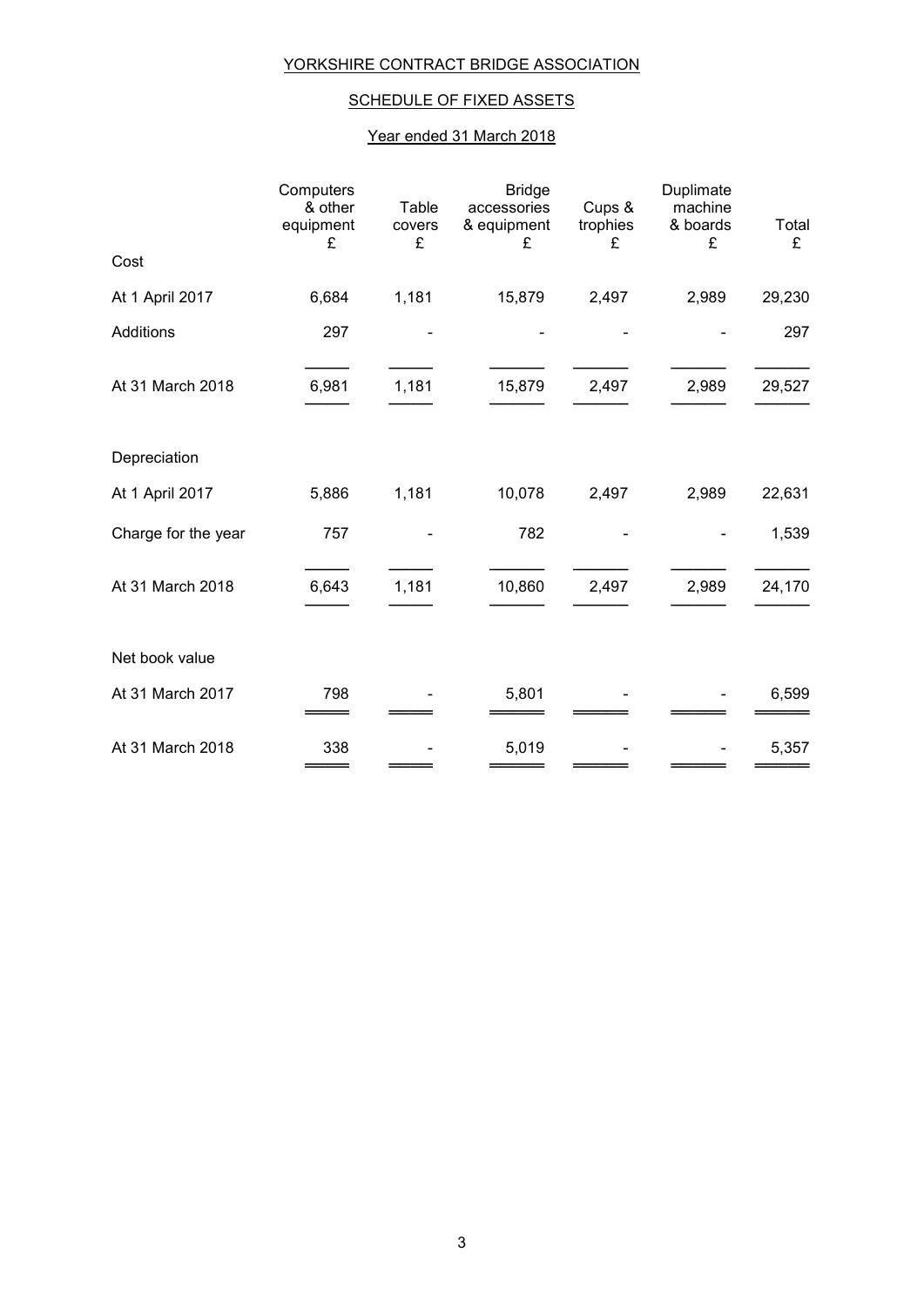# YORKSHIRE CONTRACT BRIDGE ASSOCIATION

## SCHEDULE OF FIXED ASSETS

### Year ended 31 March 2018

| | Computers & other equipment £ | Table covers £ | Bridge accessories & equipment £ | Cups & trophies £ | Duplimate machine & boards £ | Total £ |
|---|---|---|---|---|---|---|
| **Cost** | | | | | | |
| At 1 April 2017 | 6,684 | 1,181 | 15,879 | 2,497 | 2,989 | 29,230 |
| Additions | 297 | - | - | - | - | 297 |
| At 31 March 2018 | 6,981 | 1,181 | 15,879 | 2,497 | 2,989 | 29,527 |
| **Depreciation** | | | | | | |
| At 1 April 2017 | 5,886 | 1,181 | 10,078 | 2,497 | 2,989 | 22,631 |
| Charge for the year | 757 | - | 782 | - | - | 1,539 |
| At 31 March 2018 | 6,643 | 1,181 | 10,860 | 2,497 | 2,989 | 24,170 |
| **Net book value** | | | | | | |
| At 31 March 2017 | 798 | - | 5,801 | - | - | 6,599 |
| At 31 March 2018 | 338 | - | 5,019 | - | - | 5,357 |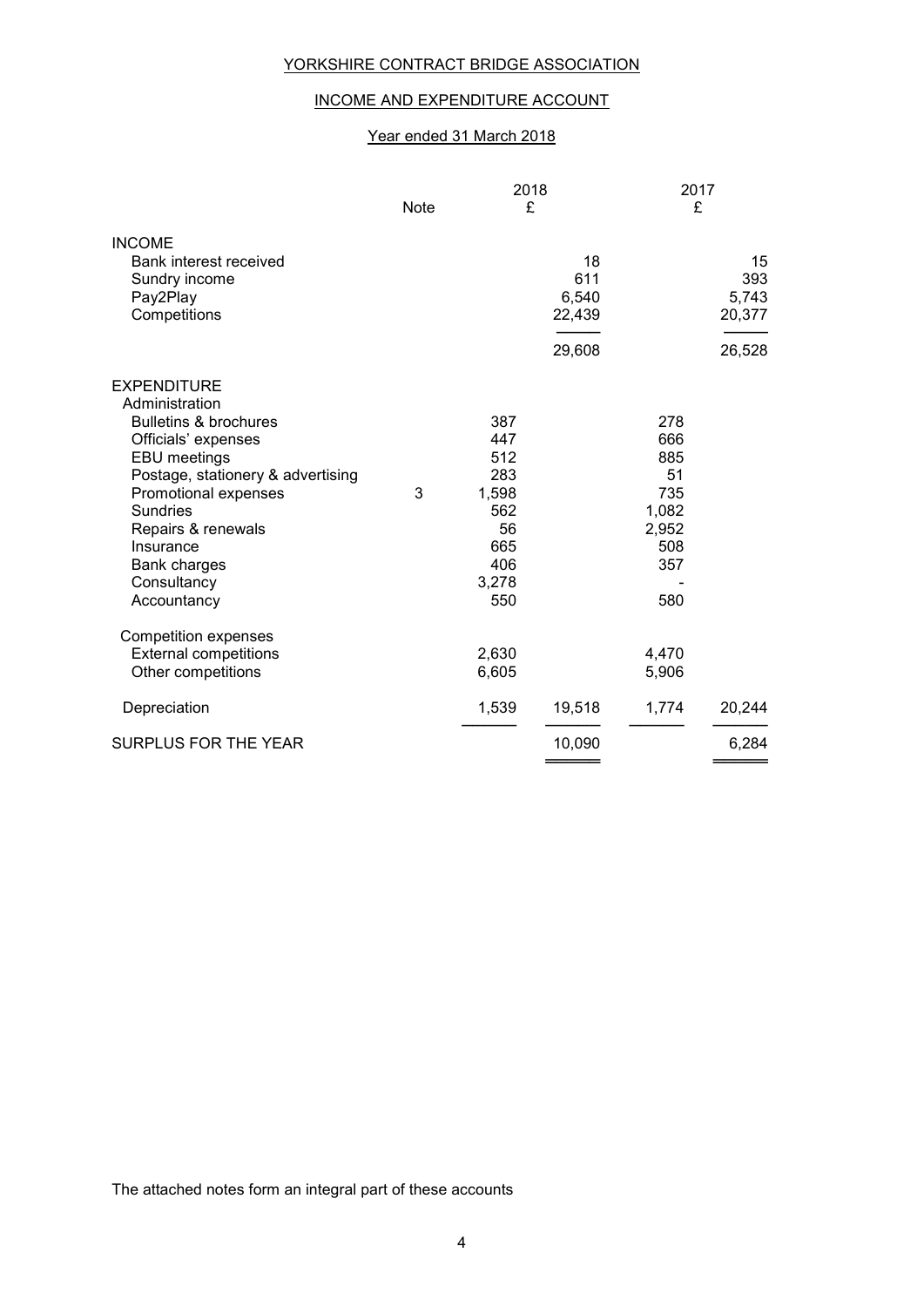# YORKSHIRE CONTRACT BRIDGE ASSOCIATION

## INCOME AND EXPENDITURE ACCOUNT

### Year ended 31 March 2018

| | Note | 2018 £ | 2018 £ | 2017 £ | 2017 £ |
|---|---|---|---|---|---|
| **INCOME** | | | | | |
| Bank interest received | | | 18 | | 15 |
| Sundry income | | | 611 | | 393 |
| Pay2Play | | | 6,540 | | 5,743 |
| Competitions | | | 22,439 | | 20,377 |
| | | | 29,608 | | 26,528 |
| **EXPENDITURE** | | | | | |
| Administration | | | | | |
| Bulletins & brochures | | 387 | | 278 | |
| Officials' expenses | | 447 | | 666 | |
| EBU meetings | | 512 | | 885 | |
| Postage, stationery & advertising | | 283 | | 51 | |
| Promotional expenses | 3 | 1,598 | | 735 | |
| Sundries | | 562 | | 1,082 | |
| Repairs & renewals | | 56 | | 2,952 | |
| Insurance | | 665 | | 508 | |
| Bank charges | | 406 | | 357 | |
| Consultancy | | 3,278 | | - | |
| Accountancy | | 550 | | 580 | |
| Competition expenses | | | | | |
| External competitions | | 2,630 | | 4,470 | |
| Other competitions | | 6,605 | | 5,906 | |
| Depreciation | | 1,539 | 19,518 | 1,774 | 20,244 |
| **SURPLUS FOR THE YEAR** | | | 10,090 | | 6,284 |

The attached notes form an integral part of these accounts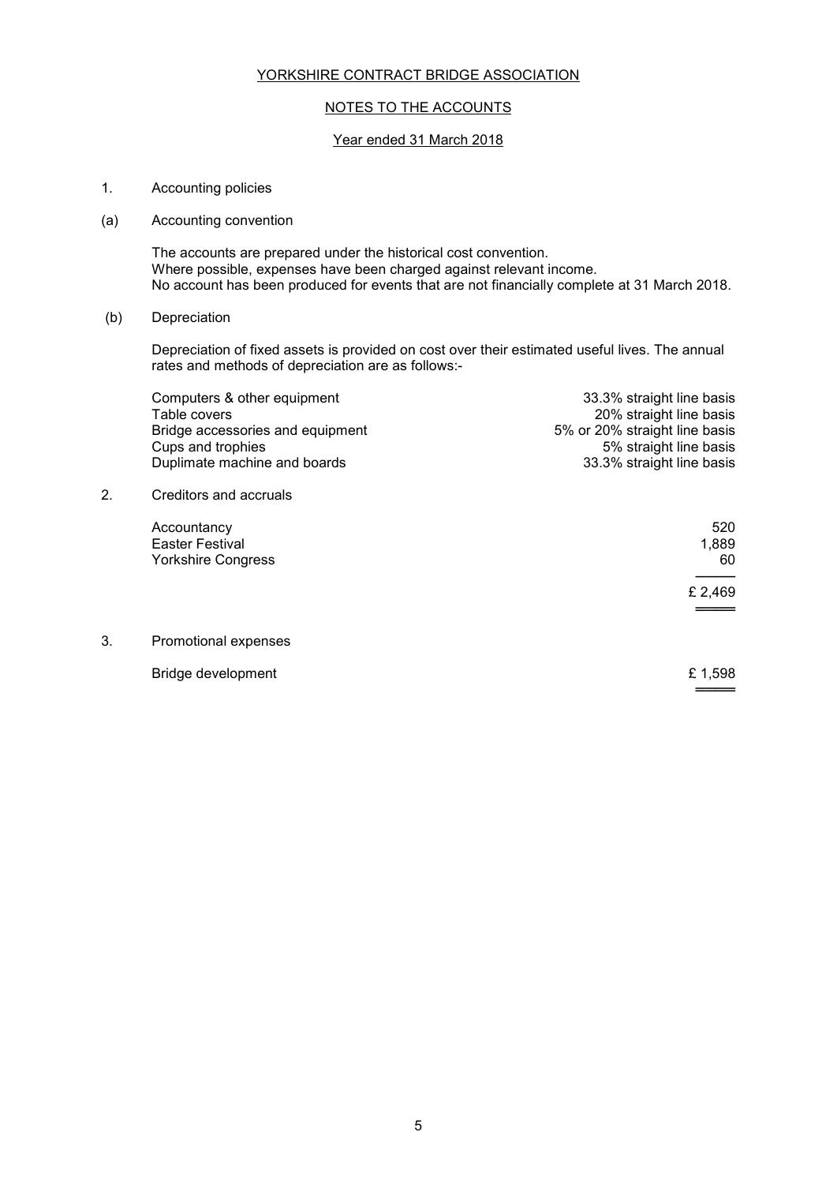YORKSHIRE CONTRACT BRIDGE ASSOCIATION

NOTES TO THE ACCOUNTS

Year ended 31 March 2018

1. Accounting policies

(a) Accounting convention

The accounts are prepared under the historical cost convention.
Where possible, expenses have been charged against relevant income.
No account has been produced for events that are not financially complete at 31 March 2018.

(b) Depreciation

Depreciation of fixed assets is provided on cost over their estimated useful lives. The annual rates and methods of depreciation are as follows:-

| | |
|---|---|
| Computers & other equipment | 33.3% straight line basis |
| Table covers | 20% straight line basis |
| Bridge accessories and equipment | 5% or 20% straight line basis |
| Cups and trophies | 5% straight line basis |
| Duplimate machine and boards | 33.3% straight line basis |

2. Creditors and accruals

| | |
|---|---|
| Accountancy | 520 |
| Easter Festival | 1,889 |
| Yorkshire Congress | 60 |
| | £ 2,469 |

3. Promotional expenses

| | |
|---|---|
| Bridge development | £ 1,598 |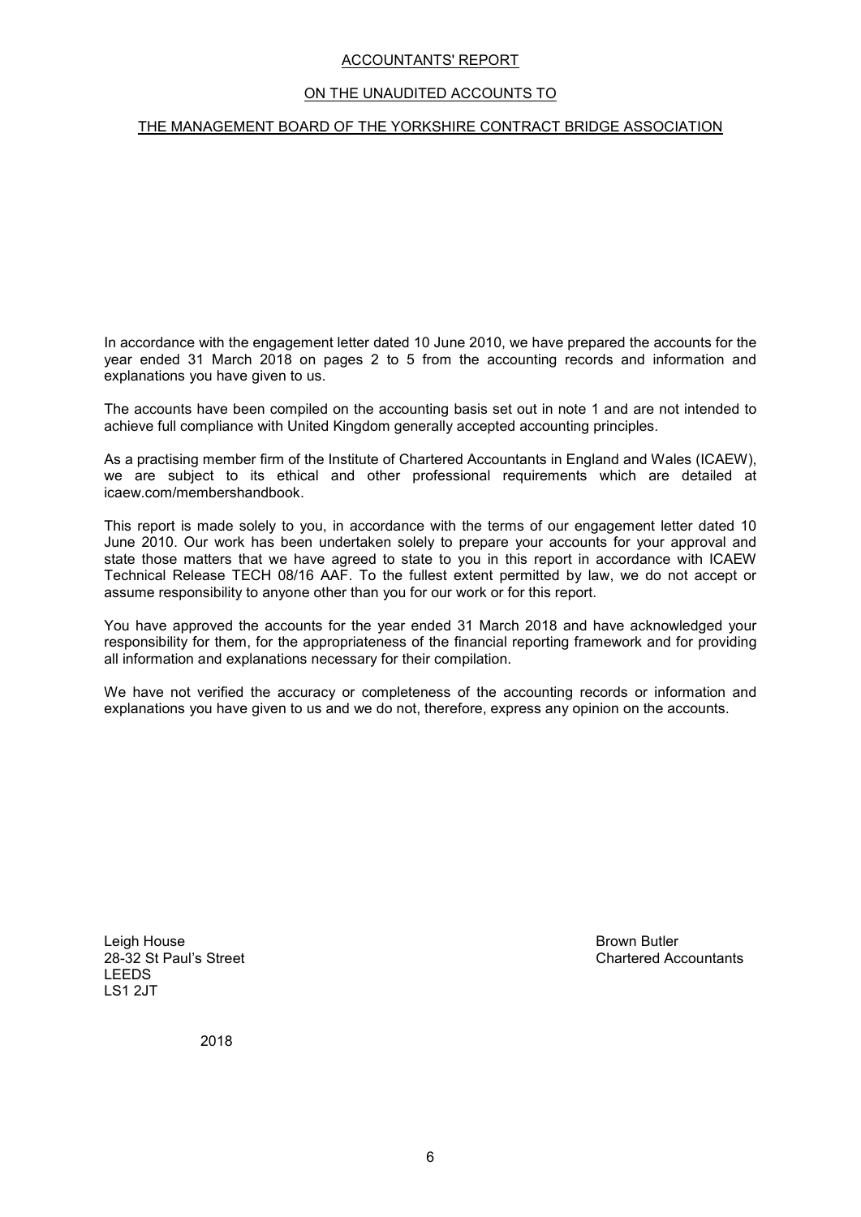# ACCOUNTANTS' REPORT

## ON THE UNAUDITED ACCOUNTS TO

## THE MANAGEMENT BOARD OF THE YORKSHIRE CONTRACT BRIDGE ASSOCIATION

In accordance with the engagement letter dated 10 June 2010, we have prepared the accounts for the year ended 31 March 2018 on pages 2 to 5 from the accounting records and information and explanations you have given to us.

The accounts have been compiled on the accounting basis set out in note 1 and are not intended to achieve full compliance with United Kingdom generally accepted accounting principles.

As a practising member firm of the Institute of Chartered Accountants in England and Wales (ICAEW), we are subject to its ethical and other professional requirements which are detailed at icaew.com/membershandbook.

This report is made solely to you, in accordance with the terms of our engagement letter dated 10 June 2010. Our work has been undertaken solely to prepare your accounts for your approval and state those matters that we have agreed to state to you in this report in accordance with ICAEW Technical Release TECH 08/16 AAF. To the fullest extent permitted by law, we do not accept or assume responsibility to anyone other than you for our work or for this report.

You have approved the accounts for the year ended 31 March 2018 and have acknowledged your responsibility for them, for the appropriateness of the financial reporting framework and for providing all information and explanations necessary for their compilation.

We have not verified the accuracy or completeness of the accounting records or information and explanations you have given to us and we do not, therefore, express any opinion on the accounts.

Leigh House
28-32 St Paul's Street
LEEDS
LS1 2JT

Brown Butler
Chartered Accountants

2018